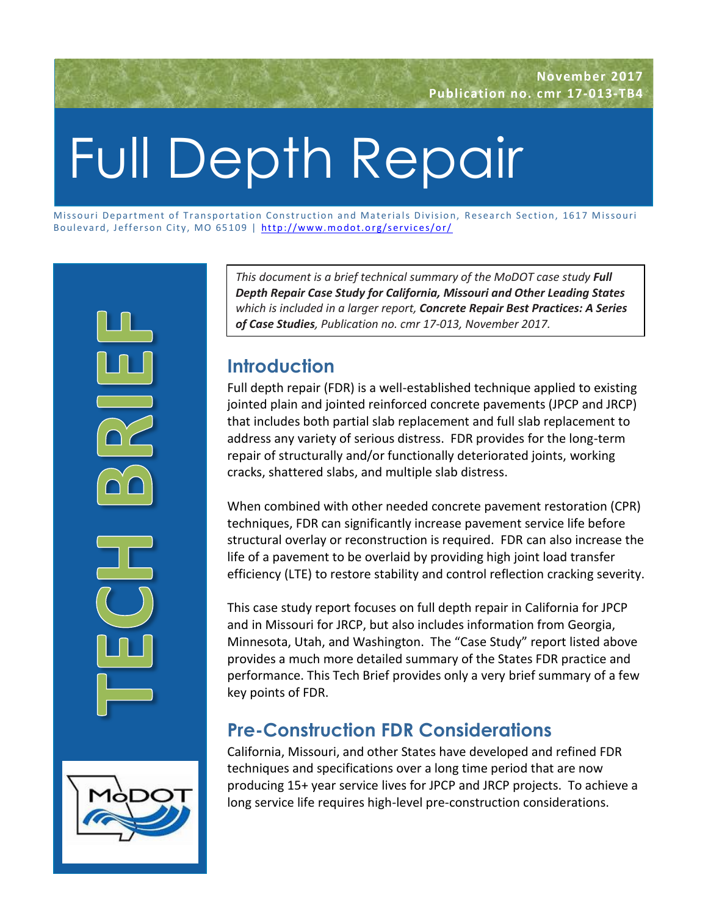November 2017
Publication no. cmr 17-013-TB4

# Full Depth Repair

Missouri Department of Transportation Construction and Materials Division, Research Section, 1617 Missouri Boulevard, Jefferson City, MO 65109 | http://www.modot.org/services/or/

TECH BRIEF

*This document is a brief technical summary of the MoDOT case study* ***Full Depth Repair Case Study for California, Missouri and Other Leading States*** *which is included in a larger report,* ***Concrete Repair Best Practices: A Series of Case Studies****, Publication no. cmr 17-013, November 2017.*

## Introduction

Full depth repair (FDR) is a well-established technique applied to existing jointed plain and jointed reinforced concrete pavements (JPCP and JRCP) that includes both partial slab replacement and full slab replacement to address any variety of serious distress. FDR provides for the long-term repair of structurally and/or functionally deteriorated joints, working cracks, shattered slabs, and multiple slab distress.

When combined with other needed concrete pavement restoration (CPR) techniques, FDR can significantly increase pavement service life before structural overlay or reconstruction is required. FDR can also increase the life of a pavement to be overlaid by providing high joint load transfer efficiency (LTE) to restore stability and control reflection cracking severity.

This case study report focuses on full depth repair in California for JPCP and in Missouri for JRCP, but also includes information from Georgia, Minnesota, Utah, and Washington. The "Case Study" report listed above provides a much more detailed summary of the States FDR practice and performance. This Tech Brief provides only a very brief summary of a few key points of FDR.

## Pre-Construction FDR Considerations

California, Missouri, and other States have developed and refined FDR techniques and specifications over a long time period that are now producing 15+ year service lives for JPCP and JRCP projects. To achieve a long service life requires high-level pre-construction considerations.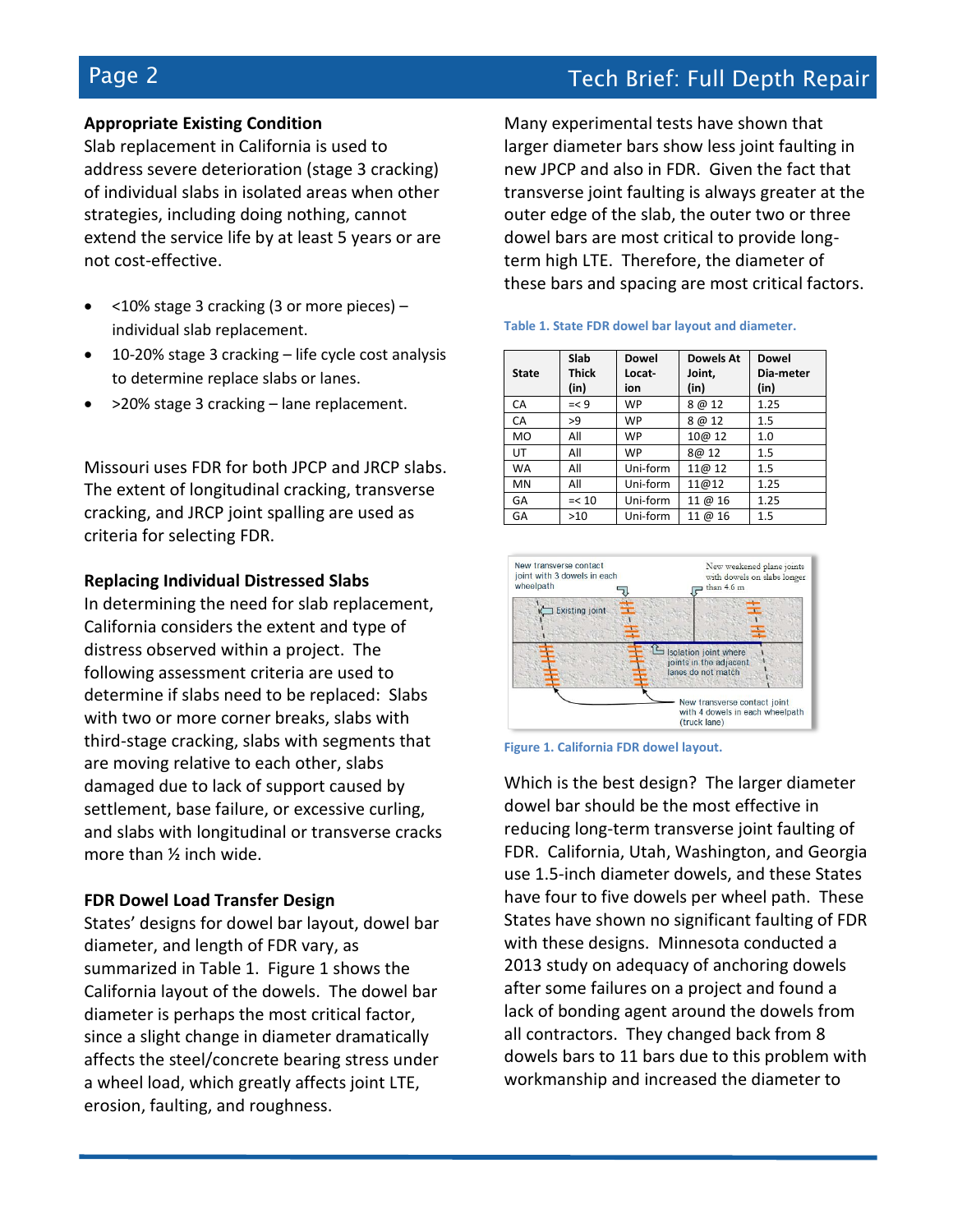### Appropriate Existing Condition

Slab replacement in California is used to address severe deterioration (stage 3 cracking) of individual slabs in isolated areas when other strategies, including doing nothing, cannot extend the service life by at least 5 years or are not cost-effective.

- <10% stage 3 cracking (3 or more pieces) – individual slab replacement.
- 10-20% stage 3 cracking – life cycle cost analysis to determine replace slabs or lanes.
- >20% stage 3 cracking – lane replacement.

Missouri uses FDR for both JPCP and JRCP slabs. The extent of longitudinal cracking, transverse cracking, and JRCP joint spalling are used as criteria for selecting FDR.

### Replacing Individual Distressed Slabs

In determining the need for slab replacement, California considers the extent and type of distress observed within a project. The following assessment criteria are used to determine if slabs need to be replaced: Slabs with two or more corner breaks, slabs with third-stage cracking, slabs with segments that are moving relative to each other, slabs damaged due to lack of support caused by settlement, base failure, or excessive curling, and slabs with longitudinal or transverse cracks more than ½ inch wide.

### FDR Dowel Load Transfer Design

States' designs for dowel bar layout, dowel bar diameter, and length of FDR vary, as summarized in Table 1. Figure 1 shows the California layout of the dowels. The dowel bar diameter is perhaps the most critical factor, since a slight change in diameter dramatically affects the steel/concrete bearing stress under a wheel load, which greatly affects joint LTE, erosion, faulting, and roughness.

Many experimental tests have shown that larger diameter bars show less joint faulting in new JPCP and also in FDR. Given the fact that transverse joint faulting is always greater at the outer edge of the slab, the outer two or three dowel bars are most critical to provide long-term high LTE. Therefore, the diameter of these bars and spacing are most critical factors.

**Table 1. State FDR dowel bar layout and diameter.**

| State | Slab Thick (in) | Dowel Locat-ion | Dowels At Joint, (in) | Dowel Dia-meter (in) |
|---|---|---|---|---|
| CA | =< 9 | WP | 8 @ 12 | 1.25 |
| CA | >9 | WP | 8 @ 12 | 1.5 |
| MO | All | WP | 10@ 12 | 1.0 |
| UT | All | WP | 8@ 12 | 1.5 |
| WA | All | Uni-form | 11@ 12 | 1.5 |
| MN | All | Uni-form | 11@12 | 1.25 |
| GA | =< 10 | Uni-form | 11 @ 16 | 1.25 |
| GA | >10 | Uni-form | 11 @ 16 | 1.5 |

**Figure 1. California FDR dowel layout.**

Which is the best design? The larger diameter dowel bar should be the most effective in reducing long-term transverse joint faulting of FDR. California, Utah, Washington, and Georgia use 1.5-inch diameter dowels, and these States have four to five dowels per wheel path. These States have shown no significant faulting of FDR with these designs. Minnesota conducted a 2013 study on adequacy of anchoring dowels after some failures on a project and found a lack of bonding agent around the dowels from all contractors. They changed back from 8 dowels bars to 11 bars due to this problem with workmanship and increased the diameter to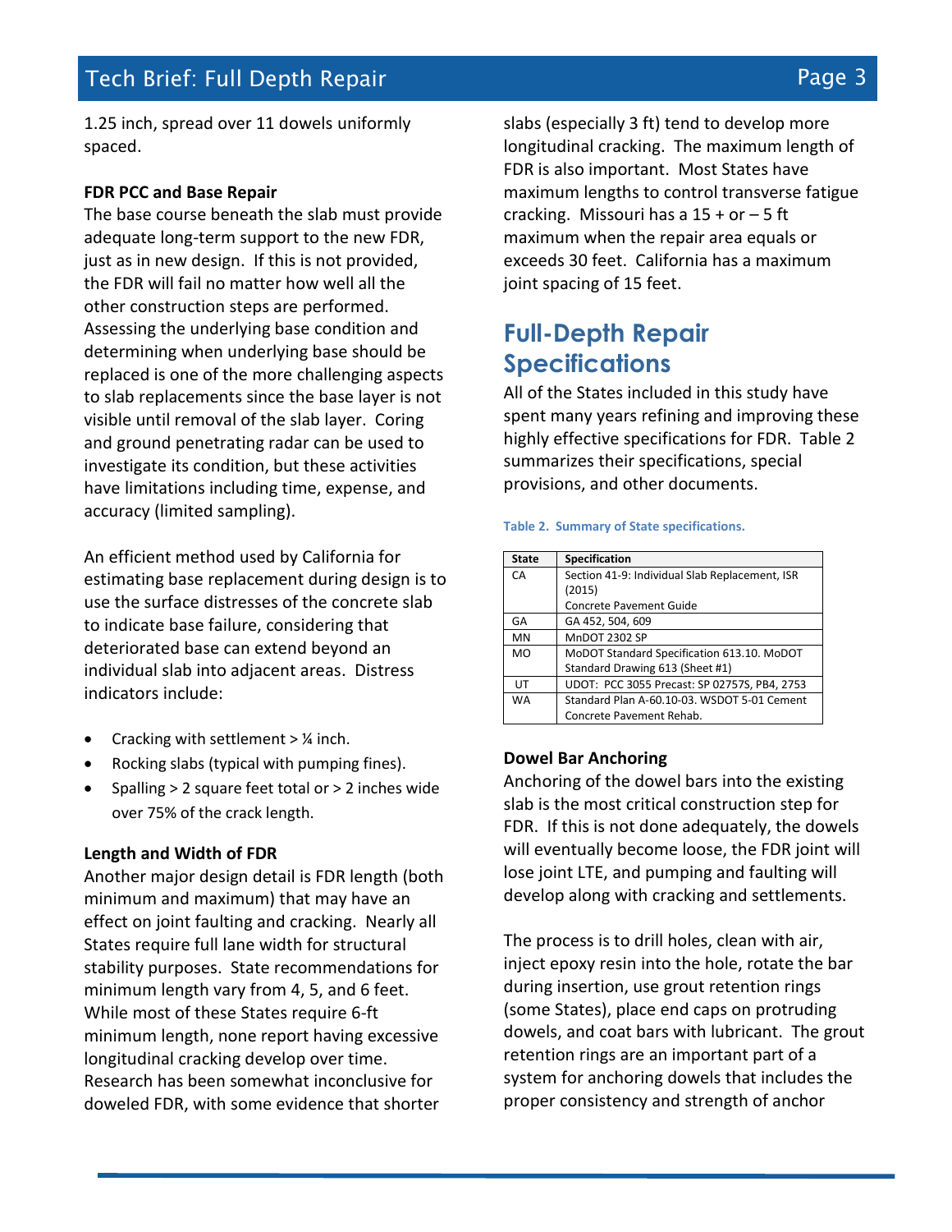1.25 inch, spread over 11 dowels uniformly spaced.

### FDR PCC and Base Repair

The base course beneath the slab must provide adequate long-term support to the new FDR, just as in new design. If this is not provided, the FDR will fail no matter how well all the other construction steps are performed. Assessing the underlying base condition and determining when underlying base should be replaced is one of the more challenging aspects to slab replacements since the base layer is not visible until removal of the slab layer. Coring and ground penetrating radar can be used to investigate its condition, but these activities have limitations including time, expense, and accuracy (limited sampling).

An efficient method used by California for estimating base replacement during design is to use the surface distresses of the concrete slab to indicate base failure, considering that deteriorated base can extend beyond an individual slab into adjacent areas. Distress indicators include:

- Cracking with settlement > ¼ inch.
- Rocking slabs (typical with pumping fines).
- Spalling > 2 square feet total or > 2 inches wide over 75% of the crack length.

### Length and Width of FDR

Another major design detail is FDR length (both minimum and maximum) that may have an effect on joint faulting and cracking. Nearly all States require full lane width for structural stability purposes. State recommendations for minimum length vary from 4, 5, and 6 feet. While most of these States require 6-ft minimum length, none report having excessive longitudinal cracking develop over time. Research has been somewhat inconclusive for doweled FDR, with some evidence that shorter slabs (especially 3 ft) tend to develop more longitudinal cracking. The maximum length of FDR is also important. Most States have maximum lengths to control transverse fatigue cracking. Missouri has a 15 + or – 5 ft maximum when the repair area equals or exceeds 30 feet. California has a maximum joint spacing of 15 feet.

## Full-Depth Repair Specifications

All of the States included in this study have spent many years refining and improving these highly effective specifications for FDR. Table 2 summarizes their specifications, special provisions, and other documents.

**Table 2. Summary of State specifications.**

| State | Specification |
|---|---|
| CA | Section 41-9: Individual Slab Replacement, ISR (2015) Concrete Pavement Guide |
| GA | GA 452, 504, 609 |
| MN | MnDOT 2302 SP |
| MO | MoDOT Standard Specification 613.10. MoDOT Standard Drawing 613 (Sheet #1) |
| UT | UDOT: PCC 3055 Precast: SP 02757S, PB4, 2753 |
| WA | Standard Plan A-60.10-03. WSDOT 5-01 Cement Concrete Pavement Rehab. |

### Dowel Bar Anchoring

Anchoring of the dowel bars into the existing slab is the most critical construction step for FDR. If this is not done adequately, the dowels will eventually become loose, the FDR joint will lose joint LTE, and pumping and faulting will develop along with cracking and settlements.

The process is to drill holes, clean with air, inject epoxy resin into the hole, rotate the bar during insertion, use grout retention rings (some States), place end caps on protruding dowels, and coat bars with lubricant. The grout retention rings are an important part of a system for anchoring dowels that includes the proper consistency and strength of anchor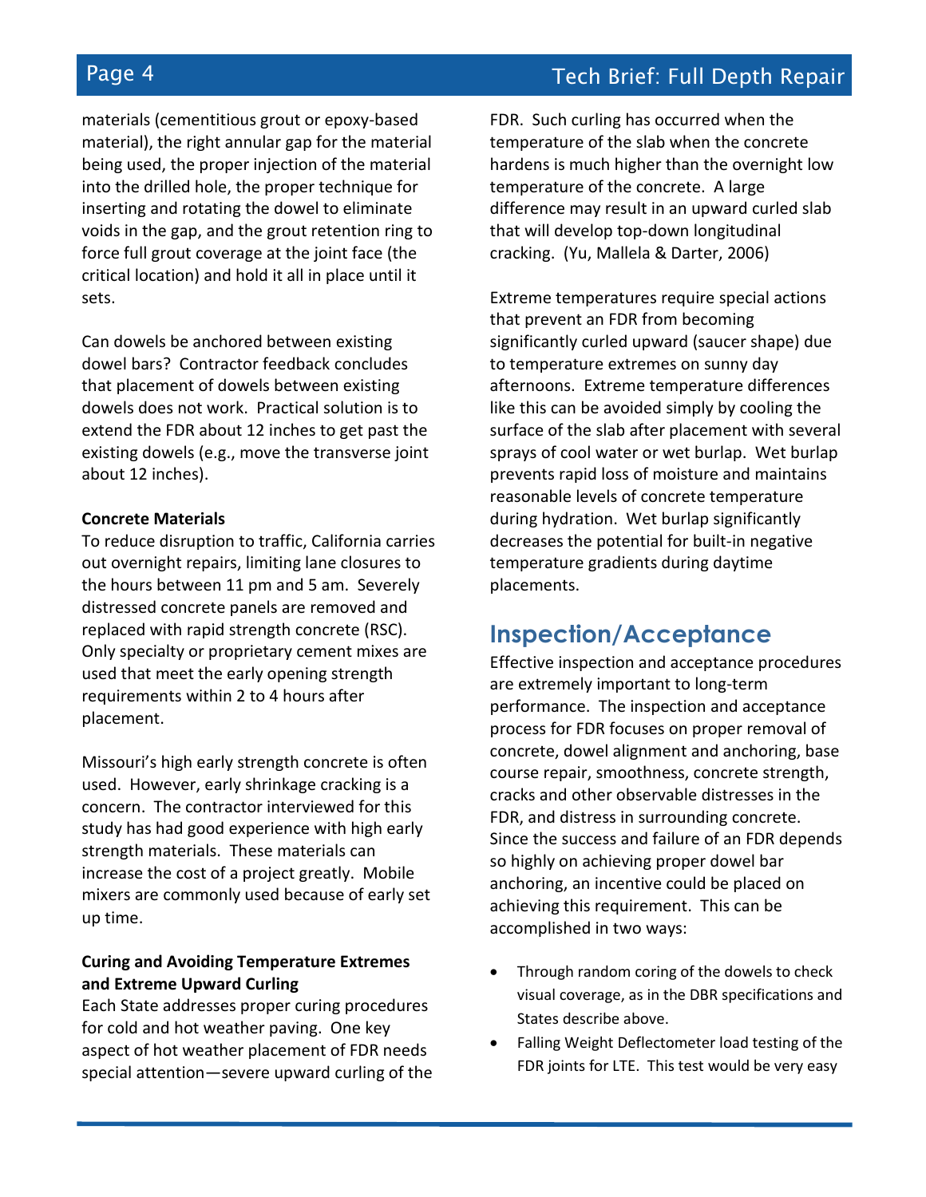materials (cementitious grout or epoxy-based material), the right annular gap for the material being used, the proper injection of the material into the drilled hole, the proper technique for inserting and rotating the dowel to eliminate voids in the gap, and the grout retention ring to force full grout coverage at the joint face (the critical location) and hold it all in place until it sets.

Can dowels be anchored between existing dowel bars? Contractor feedback concludes that placement of dowels between existing dowels does not work. Practical solution is to extend the FDR about 12 inches to get past the existing dowels (e.g., move the transverse joint about 12 inches).

**Concrete Materials**

To reduce disruption to traffic, California carries out overnight repairs, limiting lane closures to the hours between 11 pm and 5 am. Severely distressed concrete panels are removed and replaced with rapid strength concrete (RSC). Only specialty or proprietary cement mixes are used that meet the early opening strength requirements within 2 to 4 hours after placement.

Missouri's high early strength concrete is often used. However, early shrinkage cracking is a concern. The contractor interviewed for this study has had good experience with high early strength materials. These materials can increase the cost of a project greatly. Mobile mixers are commonly used because of early set up time.

**Curing and Avoiding Temperature Extremes and Extreme Upward Curling**

Each State addresses proper curing procedures for cold and hot weather paving. One key aspect of hot weather placement of FDR needs special attention—severe upward curling of the FDR. Such curling has occurred when the temperature of the slab when the concrete hardens is much higher than the overnight low temperature of the concrete. A large difference may result in an upward curled slab that will develop top-down longitudinal cracking. (Yu, Mallela & Darter, 2006)

Extreme temperatures require special actions that prevent an FDR from becoming significantly curled upward (saucer shape) due to temperature extremes on sunny day afternoons. Extreme temperature differences like this can be avoided simply by cooling the surface of the slab after placement with several sprays of cool water or wet burlap. Wet burlap prevents rapid loss of moisture and maintains reasonable levels of concrete temperature during hydration. Wet burlap significantly decreases the potential for built-in negative temperature gradients during daytime placements.

## Inspection/Acceptance

Effective inspection and acceptance procedures are extremely important to long-term performance. The inspection and acceptance process for FDR focuses on proper removal of concrete, dowel alignment and anchoring, base course repair, smoothness, concrete strength, cracks and other observable distresses in the FDR, and distress in surrounding concrete. Since the success and failure of an FDR depends so highly on achieving proper dowel bar anchoring, an incentive could be placed on achieving this requirement. This can be accomplished in two ways:

- Through random coring of the dowels to check visual coverage, as in the DBR specifications and States describe above.
- Falling Weight Deflectometer load testing of the FDR joints for LTE. This test would be very easy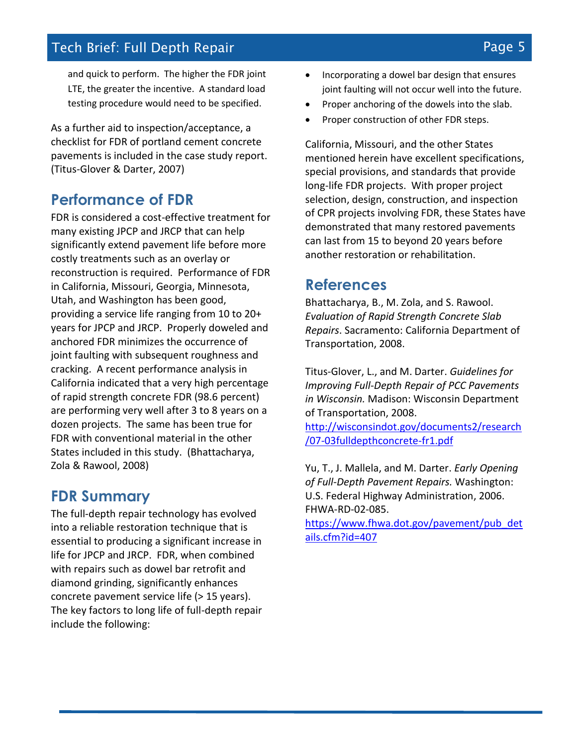and quick to perform. The higher the FDR joint LTE, the greater the incentive. A standard load testing procedure would need to be specified.

As a further aid to inspection/acceptance, a checklist for FDR of portland cement concrete pavements is included in the case study report. (Titus-Glover & Darter, 2007)

## Performance of FDR

FDR is considered a cost-effective treatment for many existing JPCP and JRCP that can help significantly extend pavement life before more costly treatments such as an overlay or reconstruction is required. Performance of FDR in California, Missouri, Georgia, Minnesota, Utah, and Washington has been good, providing a service life ranging from 10 to 20+ years for JPCP and JRCP. Properly doweled and anchored FDR minimizes the occurrence of joint faulting with subsequent roughness and cracking. A recent performance analysis in California indicated that a very high percentage of rapid strength concrete FDR (98.6 percent) are performing very well after 3 to 8 years on a dozen projects. The same has been true for FDR with conventional material in the other States included in this study. (Bhattacharya, Zola & Rawool, 2008)

## FDR Summary

The full-depth repair technology has evolved into a reliable restoration technique that is essential to producing a significant increase in life for JPCP and JRCP. FDR, when combined with repairs such as dowel bar retrofit and diamond grinding, significantly enhances concrete pavement service life (> 15 years). The key factors to long life of full-depth repair include the following:

- Incorporating a dowel bar design that ensures joint faulting will not occur well into the future.
- Proper anchoring of the dowels into the slab.
- Proper construction of other FDR steps.

California, Missouri, and the other States mentioned herein have excellent specifications, special provisions, and standards that provide long-life FDR projects. With proper project selection, design, construction, and inspection of CPR projects involving FDR, these States have demonstrated that many restored pavements can last from 15 to beyond 20 years before another restoration or rehabilitation.

## References

Bhattacharya, B., M. Zola, and S. Rawool. *Evaluation of Rapid Strength Concrete Slab Repairs*. Sacramento: California Department of Transportation, 2008.

Titus-Glover, L., and M. Darter. *Guidelines for Improving Full-Depth Repair of PCC Pavements in Wisconsin.* Madison: Wisconsin Department of Transportation, 2008.
http://wisconsindot.gov/documents2/research/07-03fulldepthconcrete-fr1.pdf

Yu, T., J. Mallela, and M. Darter. *Early Opening of Full-Depth Pavement Repairs.* Washington: U.S. Federal Highway Administration, 2006. FHWA-RD-02-085.
https://www.fhwa.dot.gov/pavement/pub_details.cfm?id=407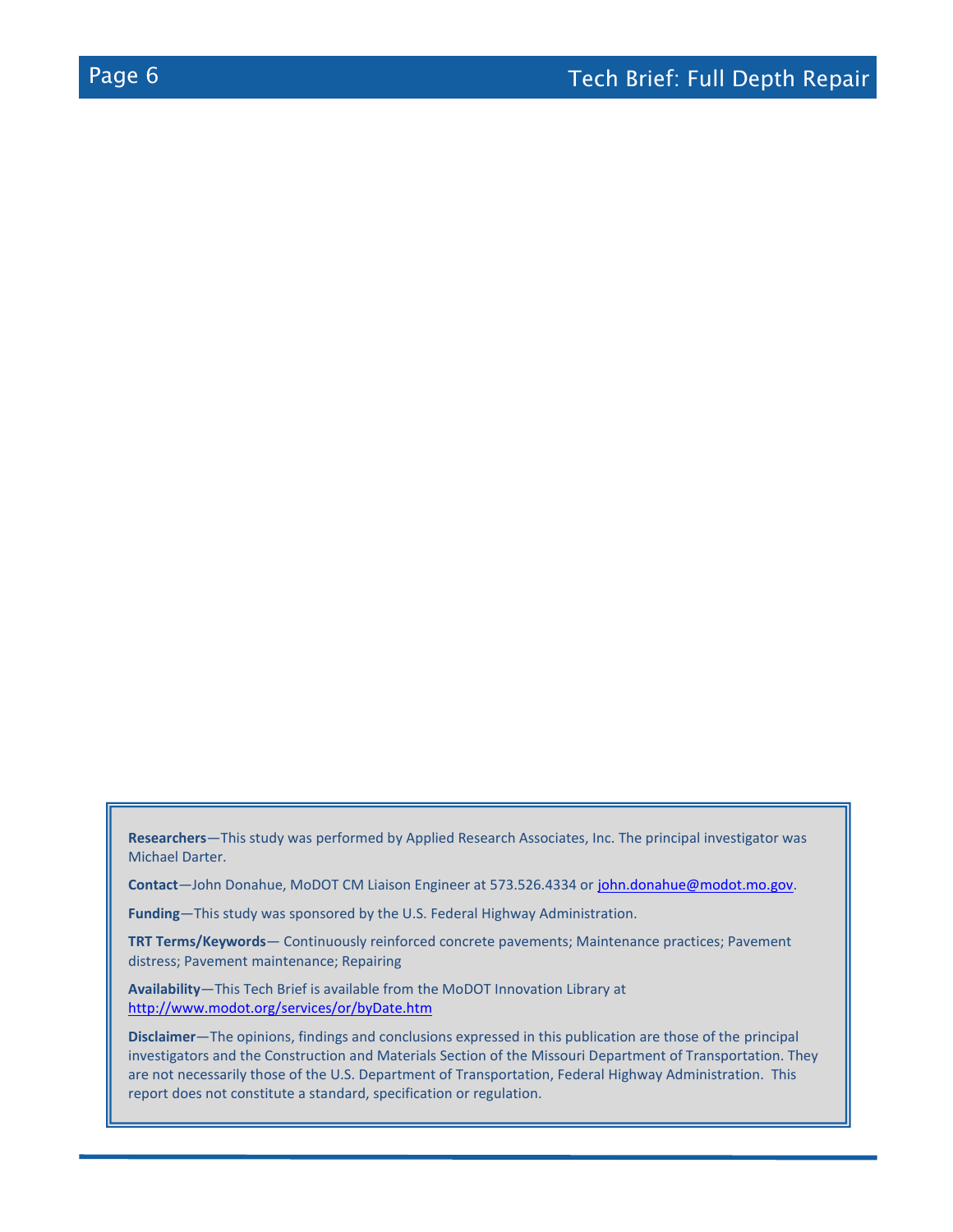**Researchers**—This study was performed by Applied Research Associates, Inc. The principal investigator was Michael Darter.

**Contact**—John Donahue, MoDOT CM Liaison Engineer at 573.526.4334 or john.donahue@modot.mo.gov.

**Funding**—This study was sponsored by the U.S. Federal Highway Administration.

**TRT Terms/Keywords**— Continuously reinforced concrete pavements; Maintenance practices; Pavement distress; Pavement maintenance; Repairing

**Availability**—This Tech Brief is available from the MoDOT Innovation Library at http://www.modot.org/services/or/byDate.htm

**Disclaimer**—The opinions, findings and conclusions expressed in this publication are those of the principal investigators and the Construction and Materials Section of the Missouri Department of Transportation. They are not necessarily those of the U.S. Department of Transportation, Federal Highway Administration. This report does not constitute a standard, specification or regulation.